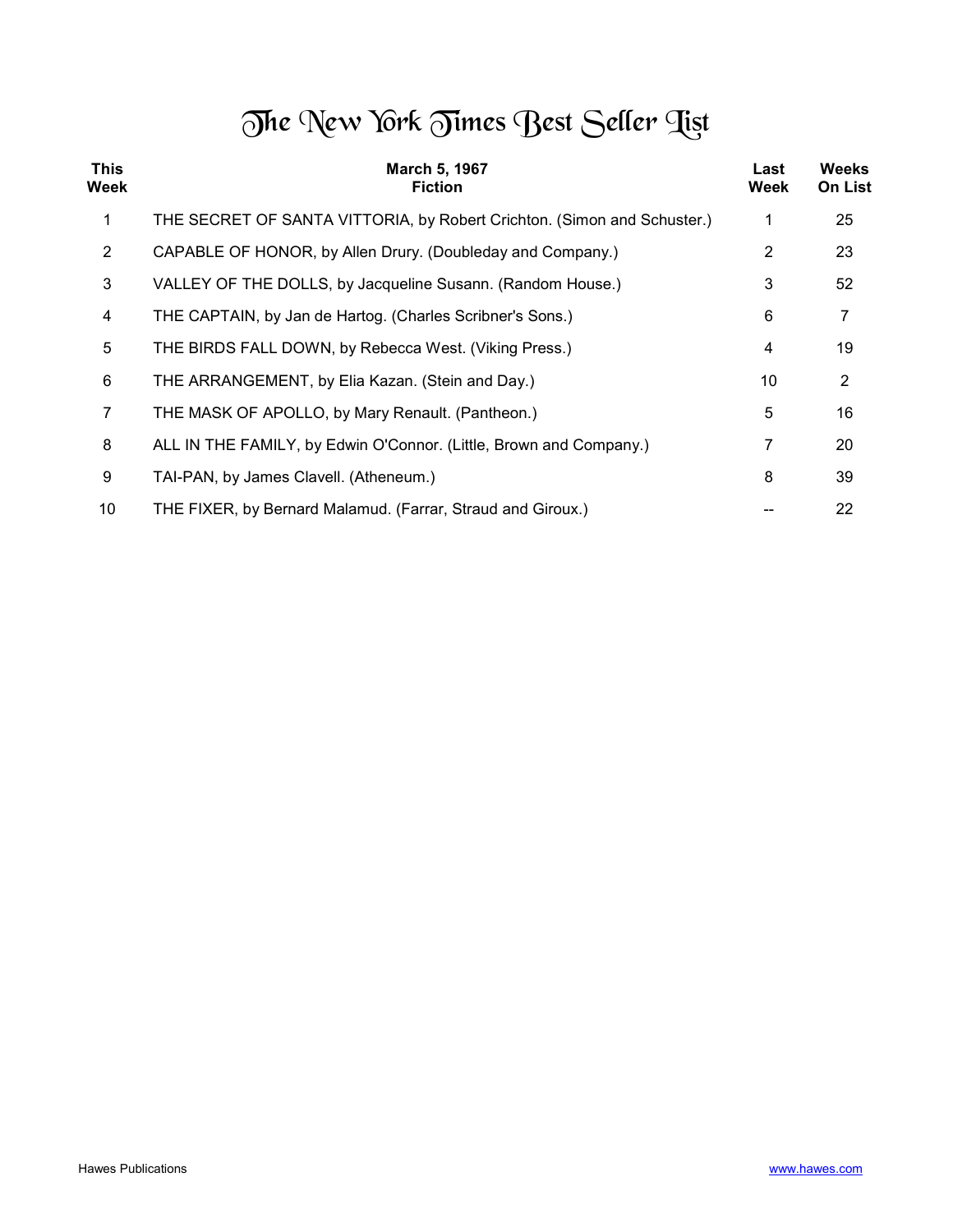# The New York Times Best Seller List

| This Week | March 5, 1967 Fiction | Last Week | Weeks On List |
|---|---|---|---|
| 1 | THE SECRET OF SANTA VITTORIA, by Robert Crichton. (Simon and Schuster.) | 1 | 25 |
| 2 | CAPABLE OF HONOR, by Allen Drury. (Doubleday and Company.) | 2 | 23 |
| 3 | VALLEY OF THE DOLLS, by Jacqueline Susann. (Random House.) | 3 | 52 |
| 4 | THE CAPTAIN, by Jan de Hartog. (Charles Scribner's Sons.) | 6 | 7 |
| 5 | THE BIRDS FALL DOWN, by Rebecca West. (Viking Press.) | 4 | 19 |
| 6 | THE ARRANGEMENT, by Elia Kazan. (Stein and Day.) | 10 | 2 |
| 7 | THE MASK OF APOLLO, by Mary Renault. (Pantheon.) | 5 | 16 |
| 8 | ALL IN THE FAMILY, by Edwin O'Connor. (Little, Brown and Company.) | 7 | 20 |
| 9 | TAI-PAN, by James Clavell. (Atheneum.) | 8 | 39 |
| 10 | THE FIXER, by Bernard Malamud. (Farrar, Straud and Giroux.) | -- | 22 |

Hawes Publications www.hawes.com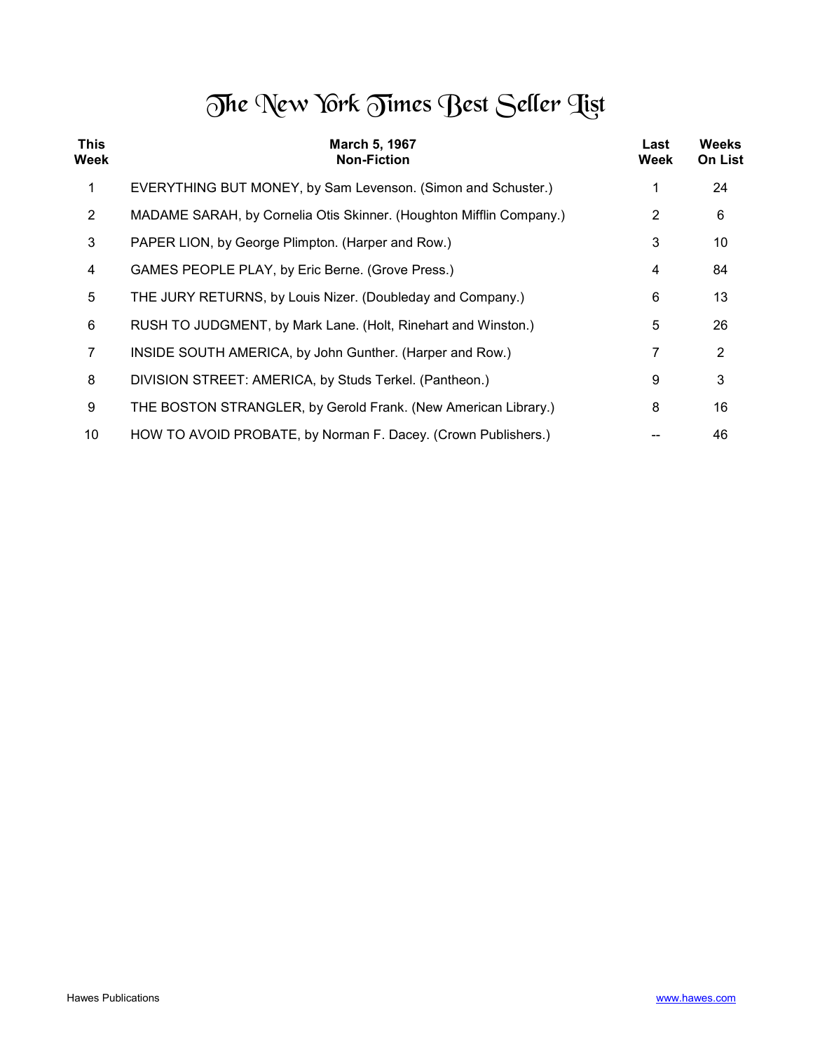# The New York Times Best Seller List

| This Week | March 5, 1967<br>Non-Fiction | Last Week | Weeks On List |
|---|---|---|---|
| 1 | EVERYTHING BUT MONEY, by Sam Levenson. (Simon and Schuster.) | 1 | 24 |
| 2 | MADAME SARAH, by Cornelia Otis Skinner. (Houghton Mifflin Company.) | 2 | 6 |
| 3 | PAPER LION, by George Plimpton. (Harper and Row.) | 3 | 10 |
| 4 | GAMES PEOPLE PLAY, by Eric Berne. (Grove Press.) | 4 | 84 |
| 5 | THE JURY RETURNS, by Louis Nizer. (Doubleday and Company.) | 6 | 13 |
| 6 | RUSH TO JUDGMENT, by Mark Lane. (Holt, Rinehart and Winston.) | 5 | 26 |
| 7 | INSIDE SOUTH AMERICA, by John Gunther. (Harper and Row.) | 7 | 2 |
| 8 | DIVISION STREET: AMERICA, by Studs Terkel. (Pantheon.) | 9 | 3 |
| 9 | THE BOSTON STRANGLER, by Gerold Frank. (New American Library.) | 8 | 16 |
| 10 | HOW TO AVOID PROBATE, by Norman F. Dacey. (Crown Publishers.) | -- | 46 |

Hawes Publications www.hawes.com